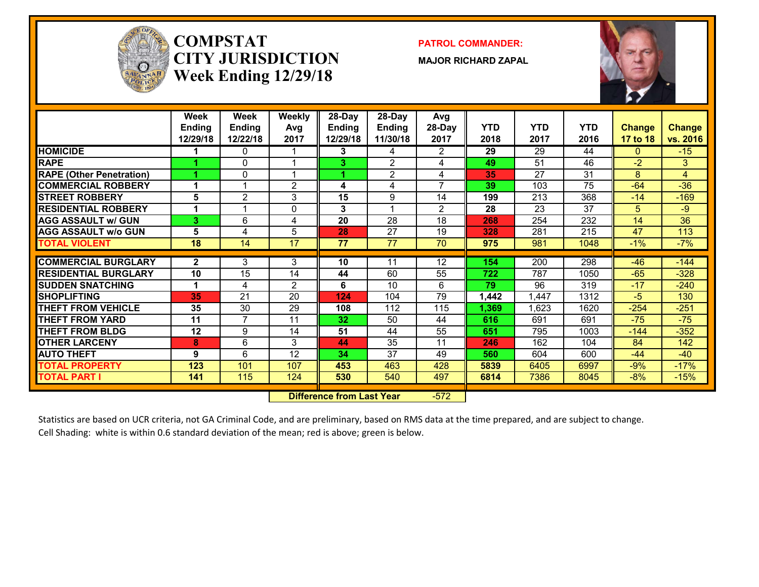# COMPSTAT CITY JURISDICTION Week Ending 12/29/18

**PATROL COMMANDER:**

**MAJOR RICHARD ZAPAL**

| | Week Ending 12/29/18 | Week Ending 12/22/18 | Weekly Avg 2017 | 28-Day Ending 12/29/18 | 28-Day Ending 11/30/18 | Avg 28-Day 2017 | YTD 2018 | YTD 2017 | YTD 2016 | Change 17 to 18 | Change vs. 2016 |
|---|---|---|---|---|---|---|---|---|---|---|---|
| HOMICIDE | 1 | 0 | 1 | 3 | 4 | 2 | 29 | 29 | 44 | 0 | -15 |
| RAPE | 1 | 0 | 1 | 3 | 2 | 4 | 49 | 51 | 46 | -2 | 3 |
| RAPE (Other Penetration) | 1 | 0 | 1 | 1 | 2 | 4 | 35 | 27 | 31 | 8 | 4 |
| COMMERCIAL ROBBERY | 1 | 1 | 2 | 4 | 4 | 7 | 39 | 103 | 75 | -64 | -36 |
| STREET ROBBERY | 5 | 2 | 3 | 15 | 9 | 14 | 199 | 213 | 368 | -14 | -169 |
| RESIDENTIAL ROBBERY | 1 | 1 | 0 | 3 | 1 | 2 | 28 | 23 | 37 | 5 | -9 |
| AGG ASSAULT w/ GUN | 3 | 6 | 4 | 20 | 28 | 18 | 268 | 254 | 232 | 14 | 36 |
| AGG ASSAULT w/o GUN | 5 | 4 | 5 | 28 | 27 | 19 | 328 | 281 | 215 | 47 | 113 |
| TOTAL VIOLENT | 18 | 14 | 17 | 77 | 77 | 70 | 975 | 981 | 1048 | -1% | -7% |
| COMMERCIAL BURGLARY | 2 | 3 | 3 | 10 | 11 | 12 | 154 | 200 | 298 | -46 | -144 |
| RESIDENTIAL BURGLARY | 10 | 15 | 14 | 44 | 60 | 55 | 722 | 787 | 1050 | -65 | -328 |
| SUDDEN SNATCHING | 1 | 4 | 2 | 6 | 10 | 6 | 79 | 96 | 319 | -17 | -240 |
| SHOPLIFTING | 35 | 21 | 20 | 124 | 104 | 79 | 1,442 | 1,447 | 1312 | -5 | 130 |
| THEFT FROM VEHICLE | 35 | 30 | 29 | 108 | 112 | 115 | 1,369 | 1,623 | 1620 | -254 | -251 |
| THEFT FROM YARD | 11 | 7 | 11 | 32 | 50 | 44 | 616 | 691 | 691 | -75 | -75 |
| THEFT FROM BLDG | 12 | 9 | 14 | 51 | 44 | 55 | 651 | 795 | 1003 | -144 | -352 |
| OTHER LARCENY | 8 | 6 | 3 | 44 | 35 | 11 | 246 | 162 | 104 | 84 | 142 |
| AUTO THEFT | 9 | 6 | 12 | 34 | 37 | 49 | 560 | 604 | 600 | -44 | -40 |
| TOTAL PROPERTY | 123 | 101 | 107 | 453 | 463 | 428 | 5839 | 6405 | 6997 | -9% | -17% |
| TOTAL PART I | 141 | 115 | 124 | 530 | 540 | 497 | 6814 | 7386 | 8045 | -8% | -15% |

**Difference from Last Year** -572

Statistics are based on UCR criteria, not GA Criminal Code, and are preliminary, based on RMS data at the time prepared, and are subject to change.
Cell Shading: white is within 0.6 standard deviation of the mean; red is above; green is below.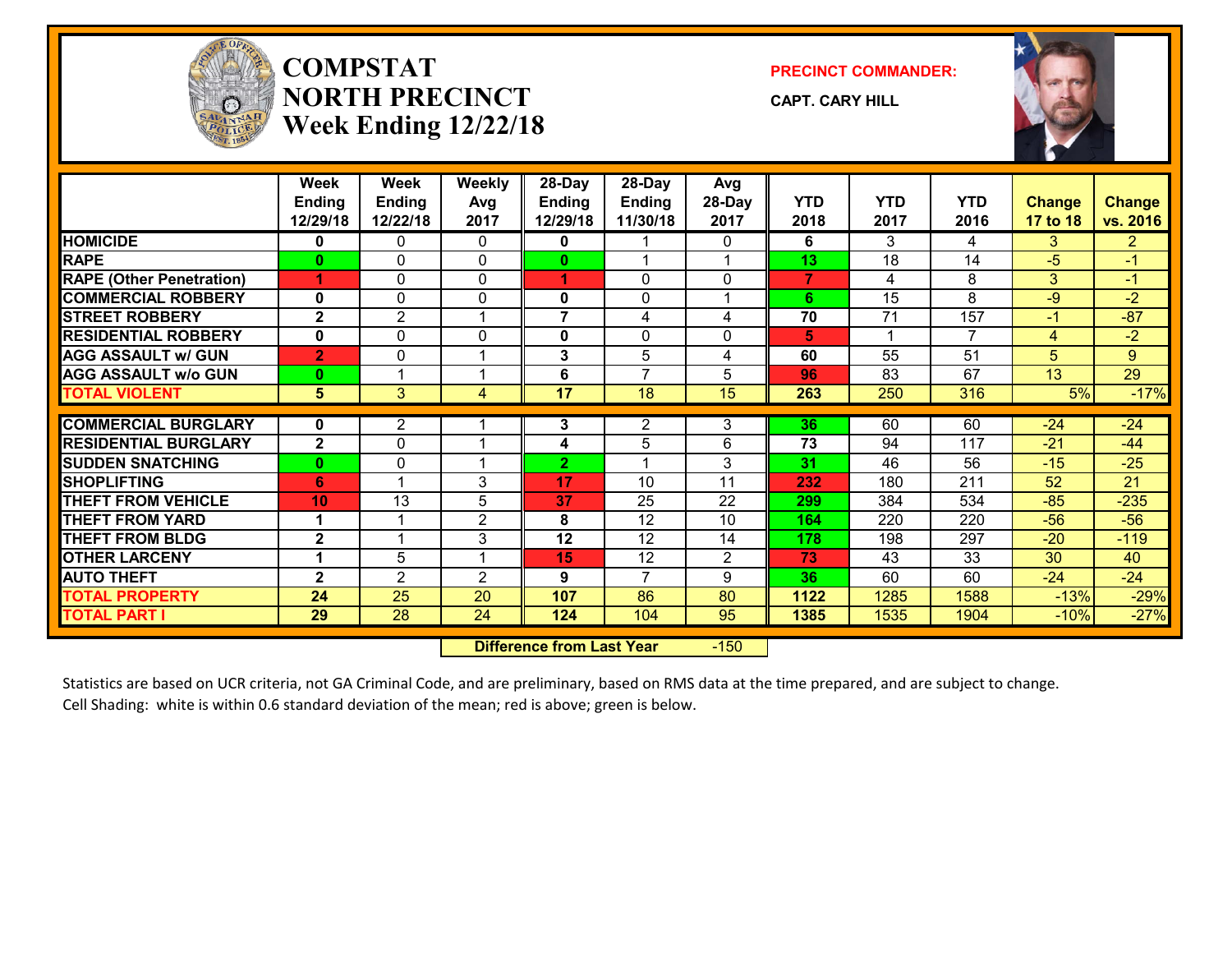# COMPSTAT NORTH PRECINCT
## Week Ending 12/22/18

**PRECINCT COMMANDER:**

**CAPT. CARY HILL**

| | Week Ending 12/29/18 | Week Ending 12/22/18 | Weekly Avg 2017 | 28-Day Ending 12/29/18 | 28-Day Ending 11/30/18 | Avg 28-Day 2017 | YTD 2018 | YTD 2017 | YTD 2016 | Change 17 to 18 | Change vs. 2016 |
|---|---|---|---|---|---|---|---|---|---|---|---|
| HOMICIDE | 0 | 0 | 0 | 0 | 1 | 0 | 6 | 3 | 4 | 3 | 2 |
| RAPE | 0 | 0 | 0 | 0 | 1 | 1 | 13 | 18 | 14 | -5 | -1 |
| RAPE (Other Penetration) | 1 | 0 | 0 | 1 | 0 | 0 | 7 | 4 | 8 | 3 | -1 |
| COMMERCIAL ROBBERY | 0 | 0 | 0 | 0 | 0 | 1 | 6 | 15 | 8 | -9 | -2 |
| STREET ROBBERY | 2 | 2 | 1 | 7 | 4 | 4 | 70 | 71 | 157 | -1 | -87 |
| RESIDENTIAL ROBBERY | 0 | 0 | 0 | 0 | 0 | 0 | 5 | 1 | 7 | 4 | -2 |
| AGG ASSAULT w/ GUN | 2 | 0 | 1 | 3 | 5 | 4 | 60 | 55 | 51 | 5 | 9 |
| AGG ASSAULT w/o GUN | 0 | 1 | 1 | 6 | 7 | 5 | 96 | 83 | 67 | 13 | 29 |
| TOTAL VIOLENT | 5 | 3 | 4 | 17 | 18 | 15 | 263 | 250 | 316 | 5% | -17% |
| COMMERCIAL BURGLARY | 0 | 2 | 1 | 3 | 2 | 3 | 36 | 60 | 60 | -24 | -24 |
| RESIDENTIAL BURGLARY | 2 | 0 | 1 | 4 | 5 | 6 | 73 | 94 | 117 | -21 | -44 |
| SUDDEN SNATCHING | 0 | 0 | 1 | 2 | 1 | 3 | 31 | 46 | 56 | -15 | -25 |
| SHOPLIFTING | 6 | 1 | 3 | 17 | 10 | 11 | 232 | 180 | 211 | 52 | 21 |
| THEFT FROM VEHICLE | 10 | 13 | 5 | 37 | 25 | 22 | 299 | 384 | 534 | -85 | -235 |
| THEFT FROM YARD | 1 | 1 | 2 | 8 | 12 | 10 | 164 | 220 | 220 | -56 | -56 |
| THEFT FROM BLDG | 2 | 1 | 3 | 12 | 12 | 14 | 178 | 198 | 297 | -20 | -119 |
| OTHER LARCENY | 1 | 5 | 1 | 15 | 12 | 2 | 73 | 43 | 33 | 30 | 40 |
| AUTO THEFT | 2 | 2 | 2 | 9 | 7 | 9 | 36 | 60 | 60 | -24 | -24 |
| TOTAL PROPERTY | 24 | 25 | 20 | 107 | 86 | 80 | 1122 | 1285 | 1588 | -13% | -29% |
| TOTAL PART I | 29 | 28 | 24 | 124 | 104 | 95 | 1385 | 1535 | 1904 | -10% | -27% |

**Difference from Last Year** -150

Statistics are based on UCR criteria, not GA Criminal Code, and are preliminary, based on RMS data at the time prepared, and are subject to change.
Cell Shading: white is within 0.6 standard deviation of the mean; red is above; green is below.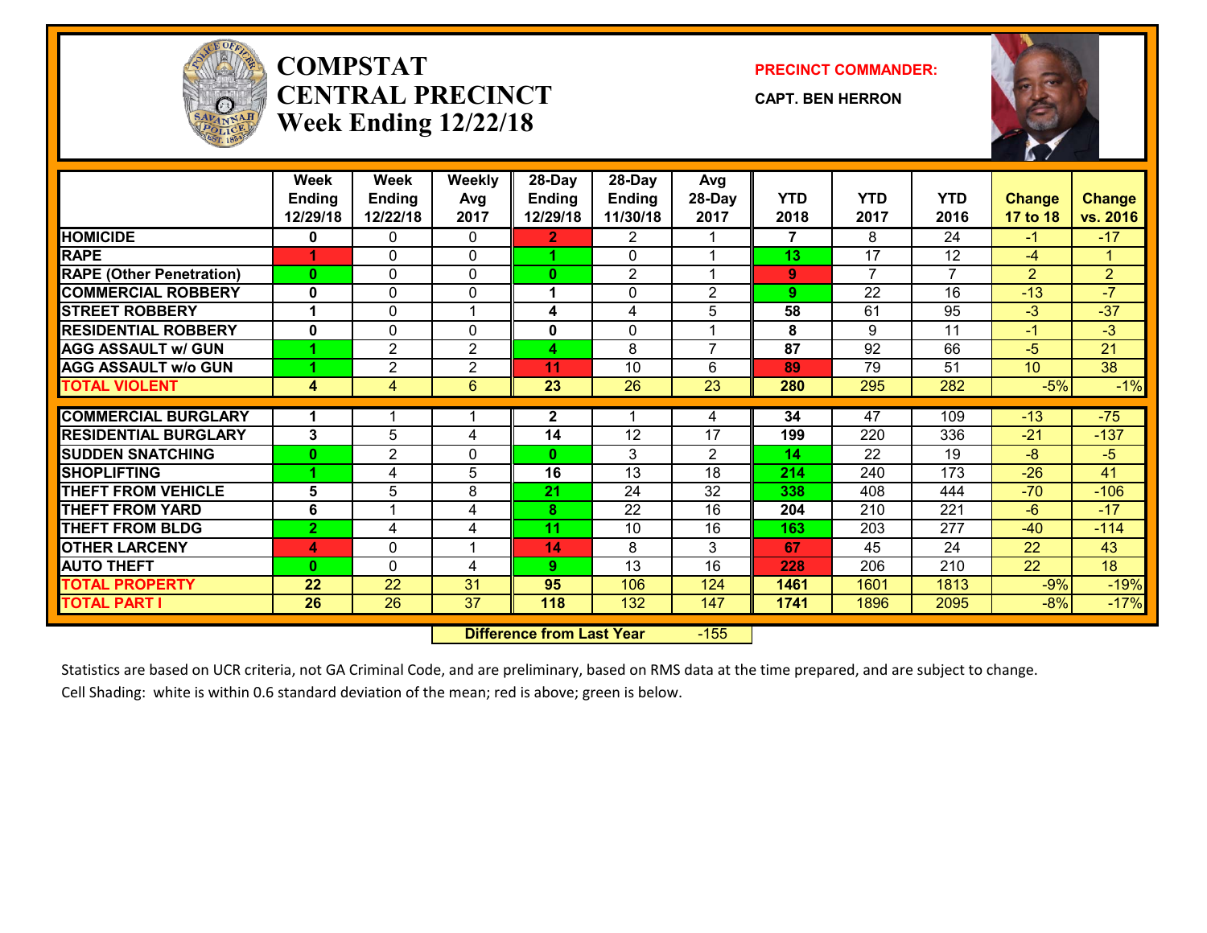# COMPSTAT CENTRAL PRECINCT
## Week Ending 12/22/18

**PRECINCT COMMANDER:**

**CAPT. BEN HERRON**

| | Week Ending 12/29/18 | Week Ending 12/22/18 | Weekly Avg 2017 | 28-Day Ending 12/29/18 | 28-Day Ending 11/30/18 | Avg 28-Day 2017 | YTD 2018 | YTD 2017 | YTD 2016 | Change 17 to 18 | Change vs. 2016 |
|---|---|---|---|---|---|---|---|---|---|---|---|
| HOMICIDE | 0 | 0 | 0 | 2 | 2 | 1 | 7 | 8 | 24 | -1 | -17 |
| RAPE | 1 | 0 | 0 | 1 | 0 | 1 | 13 | 17 | 12 | -4 | 1 |
| RAPE (Other Penetration) | 0 | 0 | 0 | 0 | 2 | 1 | 9 | 7 | 7 | 2 | 2 |
| COMMERCIAL ROBBERY | 0 | 0 | 0 | 1 | 0 | 2 | 9 | 22 | 16 | -13 | -7 |
| STREET ROBBERY | 1 | 0 | 1 | 4 | 4 | 5 | 58 | 61 | 95 | -3 | -37 |
| RESIDENTIAL ROBBERY | 0 | 0 | 0 | 0 | 0 | 1 | 8 | 9 | 11 | -1 | -3 |
| AGG ASSAULT w/ GUN | 1 | 2 | 2 | 4 | 8 | 7 | 87 | 92 | 66 | -5 | 21 |
| AGG ASSAULT w/o GUN | 1 | 2 | 2 | 11 | 10 | 6 | 89 | 79 | 51 | 10 | 38 |
| TOTAL VIOLENT | 4 | 4 | 6 | 23 | 26 | 23 | 280 | 295 | 282 | -5% | -1% |
| COMMERCIAL BURGLARY | 1 | 1 | 1 | 2 | 1 | 4 | 34 | 47 | 109 | -13 | -75 |
| RESIDENTIAL BURGLARY | 3 | 5 | 4 | 14 | 12 | 17 | 199 | 220 | 336 | -21 | -137 |
| SUDDEN SNATCHING | 0 | 2 | 0 | 0 | 3 | 2 | 14 | 22 | 19 | -8 | -5 |
| SHOPLIFTING | 1 | 4 | 5 | 16 | 13 | 18 | 214 | 240 | 173 | -26 | 41 |
| THEFT FROM VEHICLE | 5 | 5 | 8 | 21 | 24 | 32 | 338 | 408 | 444 | -70 | -106 |
| THEFT FROM YARD | 6 | 1 | 4 | 8 | 22 | 16 | 204 | 210 | 221 | -6 | -17 |
| THEFT FROM BLDG | 2 | 4 | 4 | 11 | 10 | 16 | 163 | 203 | 277 | -40 | -114 |
| OTHER LARCENY | 4 | 0 | 1 | 14 | 8 | 3 | 67 | 45 | 24 | 22 | 43 |
| AUTO THEFT | 0 | 0 | 4 | 9 | 13 | 16 | 228 | 206 | 210 | 22 | 18 |
| TOTAL PROPERTY | 22 | 22 | 31 | 95 | 106 | 124 | 1461 | 1601 | 1813 | -9% | -19% |
| TOTAL PART I | 26 | 26 | 37 | 118 | 132 | 147 | 1741 | 1896 | 2095 | -8% | -17% |

**Difference from Last Year** -155

Statistics are based on UCR criteria, not GA Criminal Code, and are preliminary, based on RMS data at the time prepared, and are subject to change.
Cell Shading: white is within 0.6 standard deviation of the mean; red is above; green is below.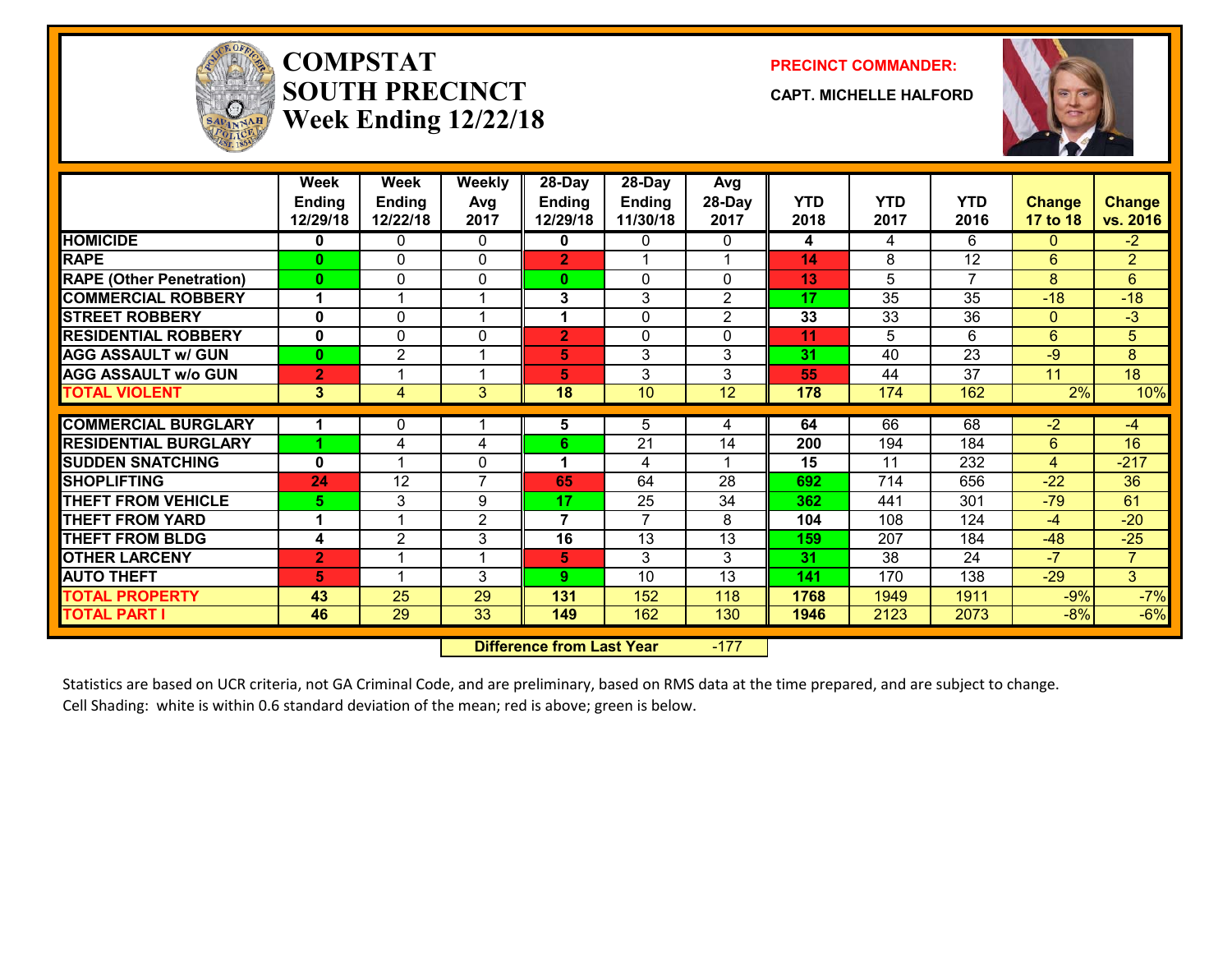# COMPSTAT
# SOUTH PRECINCT
# Week Ending 12/22/18

**PRECINCT COMMANDER:**

**CAPT. MICHELLE HALFORD**

| | Week Ending 12/29/18 | Week Ending 12/22/18 | Weekly Avg 2017 | 28-Day Ending 12/29/18 | 28-Day Ending 11/30/18 | Avg 28-Day 2017 | YTD 2018 | YTD 2017 | YTD 2016 | Change 17 to 18 | Change vs. 2016 |
|---|---|---|---|---|---|---|---|---|---|---|---|
| **HOMICIDE** | 0 | 0 | 0 | 0 | 0 | 0 | 4 | 4 | 6 | 0 | -2 |
| **RAPE** | 0 | 0 | 0 | 2 | 1 | 1 | 14 | 8 | 12 | 6 | 2 |
| **RAPE (Other Penetration)** | 0 | 0 | 0 | 0 | 0 | 0 | 13 | 5 | 7 | 8 | 6 |
| **COMMERCIAL ROBBERY** | 1 | 1 | 1 | 3 | 3 | 2 | 17 | 35 | 35 | -18 | -18 |
| **STREET ROBBERY** | 0 | 0 | 1 | 1 | 0 | 2 | 33 | 33 | 36 | 0 | -3 |
| **RESIDENTIAL ROBBERY** | 0 | 0 | 0 | 2 | 0 | 0 | 11 | 5 | 6 | 6 | 5 |
| **AGG ASSAULT w/ GUN** | 0 | 2 | 1 | 5 | 3 | 3 | 31 | 40 | 23 | -9 | 8 |
| **AGG ASSAULT w/o GUN** | 2 | 1 | 1 | 5 | 3 | 3 | 55 | 44 | 37 | 11 | 18 |
| **TOTAL VIOLENT** | 3 | 4 | 3 | 18 | 10 | 12 | 178 | 174 | 162 | 2% | 10% |
| **COMMERCIAL BURGLARY** | 1 | 0 | 1 | 5 | 5 | 4 | 64 | 66 | 68 | -2 | -4 |
| **RESIDENTIAL BURGLARY** | 1 | 4 | 4 | 6 | 21 | 14 | 200 | 194 | 184 | 6 | 16 |
| **SUDDEN SNATCHING** | 0 | 1 | 0 | 1 | 4 | 1 | 15 | 11 | 232 | 4 | -217 |
| **SHOPLIFTING** | 24 | 12 | 7 | 65 | 64 | 28 | 692 | 714 | 656 | -22 | 36 |
| **THEFT FROM VEHICLE** | 5 | 3 | 9 | 17 | 25 | 34 | 362 | 441 | 301 | -79 | 61 |
| **THEFT FROM YARD** | 1 | 1 | 2 | 7 | 7 | 8 | 104 | 108 | 124 | -4 | -20 |
| **THEFT FROM BLDG** | 4 | 2 | 3 | 16 | 13 | 13 | 159 | 207 | 184 | -48 | -25 |
| **OTHER LARCENY** | 2 | 1 | 1 | 5 | 3 | 3 | 31 | 38 | 24 | -7 | 7 |
| **AUTO THEFT** | 5 | 1 | 3 | 9 | 10 | 13 | 141 | 170 | 138 | -29 | 3 |
| **TOTAL PROPERTY** | 43 | 25 | 29 | 131 | 152 | 118 | 1768 | 1949 | 1911 | -9% | -7% |
| **TOTAL PART I** | 46 | 29 | 33 | 149 | 162 | 130 | 1946 | 2123 | 2073 | -8% | -6% |

| **Difference from Last Year** | -177 |
|---|---|

Statistics are based on UCR criteria, not GA Criminal Code, and are preliminary, based on RMS data at the time prepared, and are subject to change.
Cell Shading: white is within 0.6 standard deviation of the mean; red is above; green is below.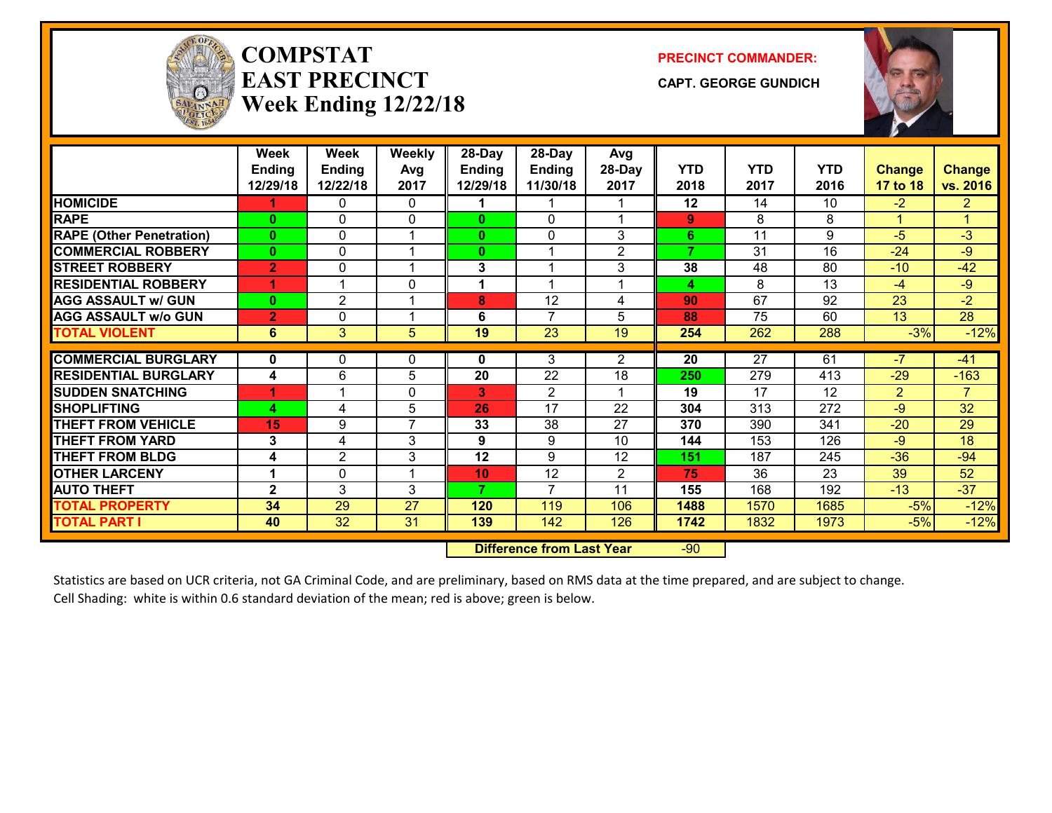# COMPSTAT
# EAST PRECINCT
## Week Ending 12/22/18

**PRECINCT COMMANDER:**

**CAPT. GEORGE GUNDICH**

| | Week Ending 12/29/18 | Week Ending 12/22/18 | Weekly Avg 2017 | 28-Day Ending 12/29/18 | 28-Day Ending 11/30/18 | Avg 28-Day 2017 | YTD 2018 | YTD 2017 | YTD 2016 | Change 17 to 18 | Change vs. 2016 |
|---|---|---|---|---|---|---|---|---|---|---|---|
| HOMICIDE | 1 | 0 | 0 | 1 | 1 | 1 | 12 | 14 | 10 | -2 | 2 |
| RAPE | 0 | 0 | 0 | 0 | 0 | 1 | 9 | 8 | 8 | 1 | 1 |
| RAPE (Other Penetration) | 0 | 0 | 1 | 0 | 0 | 3 | 6 | 11 | 9 | -5 | -3 |
| COMMERCIAL ROBBERY | 0 | 0 | 1 | 0 | 1 | 2 | 7 | 31 | 16 | -24 | -9 |
| STREET ROBBERY | 2 | 0 | 1 | 3 | 1 | 3 | 38 | 48 | 80 | -10 | -42 |
| RESIDENTIAL ROBBERY | 1 | 1 | 0 | 1 | 1 | 1 | 4 | 8 | 13 | -4 | -9 |
| AGG ASSAULT w/ GUN | 0 | 2 | 1 | 8 | 12 | 4 | 90 | 67 | 92 | 23 | -2 |
| AGG ASSAULT w/o GUN | 2 | 0 | 1 | 6 | 7 | 5 | 88 | 75 | 60 | 13 | 28 |
| TOTAL VIOLENT | 6 | 3 | 5 | 19 | 23 | 19 | 254 | 262 | 288 | -3% | -12% |
| COMMERCIAL BURGLARY | 0 | 0 | 0 | 0 | 3 | 2 | 20 | 27 | 61 | -7 | -41 |
| RESIDENTIAL BURGLARY | 4 | 6 | 5 | 20 | 22 | 18 | 250 | 279 | 413 | -29 | -163 |
| SUDDEN SNATCHING | 1 | 1 | 0 | 3 | 2 | 1 | 19 | 17 | 12 | 2 | 7 |
| SHOPLIFTING | 4 | 4 | 5 | 26 | 17 | 22 | 304 | 313 | 272 | -9 | 32 |
| THEFT FROM VEHICLE | 15 | 9 | 7 | 33 | 38 | 27 | 370 | 390 | 341 | -20 | 29 |
| THEFT FROM YARD | 3 | 4 | 3 | 9 | 9 | 10 | 144 | 153 | 126 | -9 | 18 |
| THEFT FROM BLDG | 4 | 2 | 3 | 12 | 9 | 12 | 151 | 187 | 245 | -36 | -94 |
| OTHER LARCENY | 1 | 0 | 1 | 10 | 12 | 2 | 75 | 36 | 23 | 39 | 52 |
| AUTO THEFT | 2 | 3 | 3 | 7 | 7 | 11 | 155 | 168 | 192 | -13 | -37 |
| TOTAL PROPERTY | 34 | 29 | 27 | 120 | 119 | 106 | 1488 | 1570 | 1685 | -5% | -12% |
| TOTAL PART I | 40 | 32 | 31 | 139 | 142 | 126 | 1742 | 1832 | 1973 | -5% | -12% |

**Difference from Last Year** -90

Statistics are based on UCR criteria, not GA Criminal Code, and are preliminary, based on RMS data at the time prepared, and are subject to change.
Cell Shading: white is within 0.6 standard deviation of the mean; red is above; green is below.